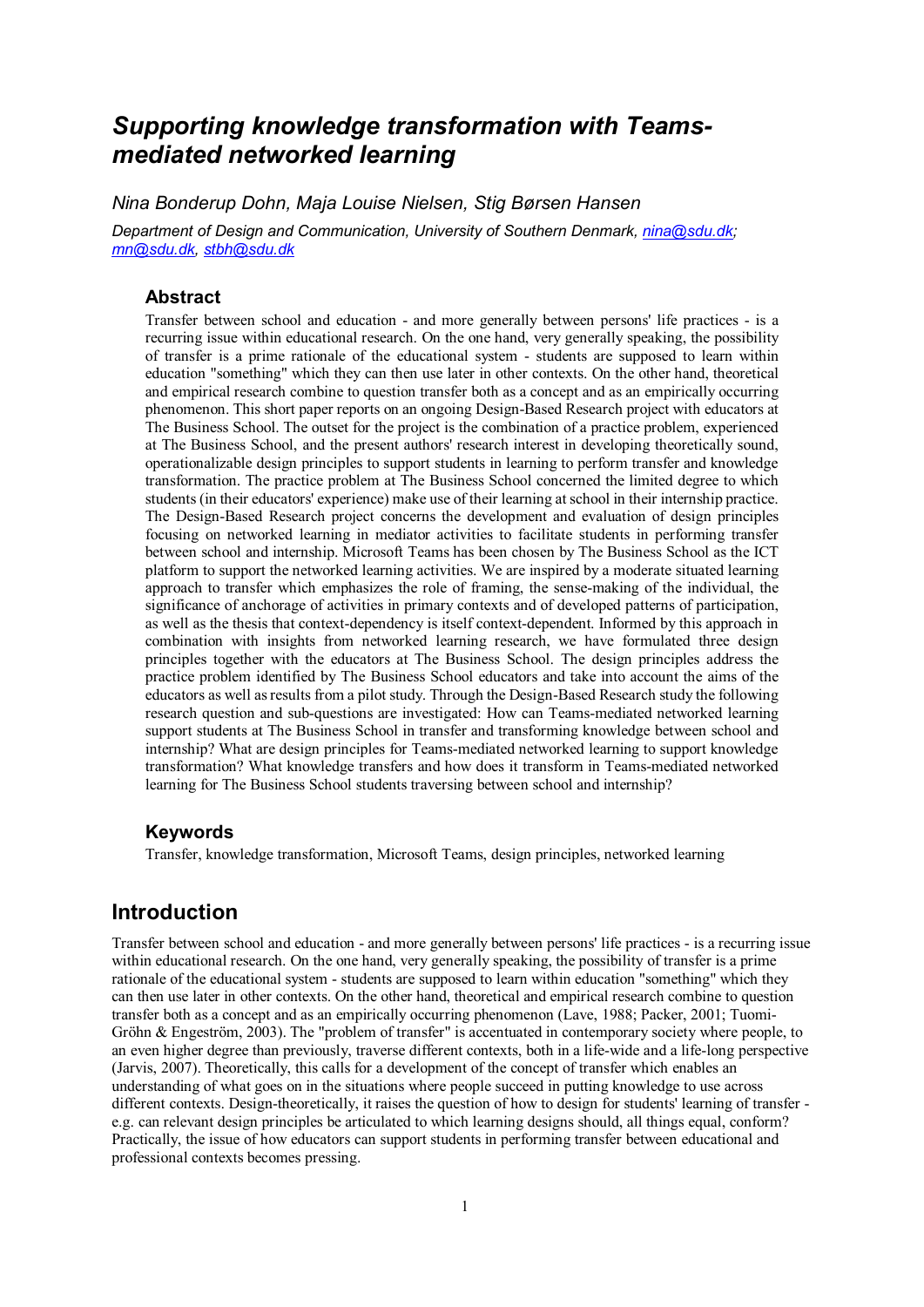# *Supporting knowledge transformation with Teams-mediated networked learning*

*Nina Bonderup Dohn, Maja Louise Nielsen, Stig Børsen Hansen*

*Department of Design and Communication, University of Southern Denmark, nina@sdu.dk; mn@sdu.dk, stbh@sdu.dk*

## Abstract

Transfer between school and education - and more generally between persons' life practices - is a recurring issue within educational research. On the one hand, very generally speaking, the possibility of transfer is a prime rationale of the educational system - students are supposed to learn within education "something" which they can then use later in other contexts. On the other hand, theoretical and empirical research combine to question transfer both as a concept and as an empirically occurring phenomenon. This short paper reports on an ongoing Design-Based Research project with educators at The Business School. The outset for the project is the combination of a practice problem, experienced at The Business School, and the present authors' research interest in developing theoretically sound, operationalizable design principles to support students in learning to perform transfer and knowledge transformation. The practice problem at The Business School concerned the limited degree to which students (in their educators' experience) make use of their learning at school in their internship practice. The Design-Based Research project concerns the development and evaluation of design principles focusing on networked learning in mediator activities to facilitate students in performing transfer between school and internship. Microsoft Teams has been chosen by The Business School as the ICT platform to support the networked learning activities. We are inspired by a moderate situated learning approach to transfer which emphasizes the role of framing, the sense-making of the individual, the significance of anchorage of activities in primary contexts and of developed patterns of participation, as well as the thesis that context-dependency is itself context-dependent. Informed by this approach in combination with insights from networked learning research, we have formulated three design principles together with the educators at The Business School. The design principles address the practice problem identified by The Business School educators and take into account the aims of the educators as well as results from a pilot study. Through the Design-Based Research study the following research question and sub-questions are investigated: How can Teams-mediated networked learning support students at The Business School in transfer and transforming knowledge between school and internship? What are design principles for Teams-mediated networked learning to support knowledge transformation? What knowledge transfers and how does it transform in Teams-mediated networked learning for The Business School students traversing between school and internship?

## Keywords

Transfer, knowledge transformation, Microsoft Teams, design principles, networked learning

# Introduction

Transfer between school and education - and more generally between persons' life practices - is a recurring issue within educational research. On the one hand, very generally speaking, the possibility of transfer is a prime rationale of the educational system - students are supposed to learn within education "something" which they can then use later in other contexts. On the other hand, theoretical and empirical research combine to question transfer both as a concept and as an empirically occurring phenomenon (Lave, 1988; Packer, 2001; Tuomi-Gröhn & Engeström, 2003). The "problem of transfer" is accentuated in contemporary society where people, to an even higher degree than previously, traverse different contexts, both in a life-wide and a life-long perspective (Jarvis, 2007). Theoretically, this calls for a development of the concept of transfer which enables an understanding of what goes on in the situations where people succeed in putting knowledge to use across different contexts. Design-theoretically, it raises the question of how to design for students' learning of transfer - e.g. can relevant design principles be articulated to which learning designs should, all things equal, conform? Practically, the issue of how educators can support students in performing transfer between educational and professional contexts becomes pressing.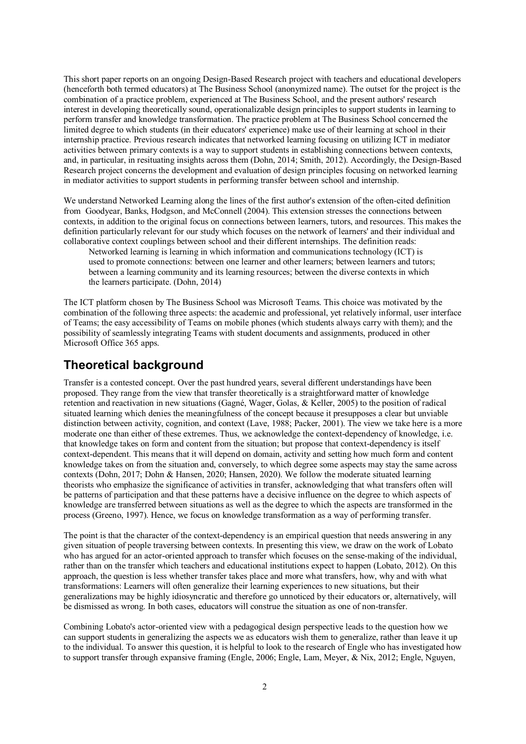This short paper reports on an ongoing Design-Based Research project with teachers and educational developers (henceforth both termed educators) at The Business School (anonymized name). The outset for the project is the combination of a practice problem, experienced at The Business School, and the present authors' research interest in developing theoretically sound, operationalizable design principles to support students in learning to perform transfer and knowledge transformation. The practice problem at The Business School concerned the limited degree to which students (in their educators' experience) make use of their learning at school in their internship practice. Previous research indicates that networked learning focusing on utilizing ICT in mediator activities between primary contexts is a way to support students in establishing connections between contexts, and, in particular, in resituating insights across them (Dohn, 2014; Smith, 2012). Accordingly, the Design-Based Research project concerns the development and evaluation of design principles focusing on networked learning in mediator activities to support students in performing transfer between school and internship.

We understand Networked Learning along the lines of the first author's extension of the often-cited definition from Goodyear, Banks, Hodgson, and McConnell (2004). This extension stresses the connections between contexts, in addition to the original focus on connections between learners, tutors, and resources. This makes the definition particularly relevant for our study which focuses on the network of learners' and their individual and collaborative context couplings between school and their different internships. The definition reads:

> Networked learning is learning in which information and communications technology (ICT) is used to promote connections: between one learner and other learners; between learners and tutors; between a learning community and its learning resources; between the diverse contexts in which the learners participate. (Dohn, 2014)

The ICT platform chosen by The Business School was Microsoft Teams. This choice was motivated by the combination of the following three aspects: the academic and professional, yet relatively informal, user interface of Teams; the easy accessibility of Teams on mobile phones (which students always carry with them); and the possibility of seamlessly integrating Teams with student documents and assignments, produced in other Microsoft Office 365 apps.

## Theoretical background

Transfer is a contested concept. Over the past hundred years, several different understandings have been proposed. They range from the view that transfer theoretically is a straightforward matter of knowledge retention and reactivation in new situations (Gagné, Wager, Golas, & Keller, 2005) to the position of radical situated learning which denies the meaningfulness of the concept because it presupposes a clear but unviable distinction between activity, cognition, and context (Lave, 1988; Packer, 2001). The view we take here is a more moderate one than either of these extremes. Thus, we acknowledge the context-dependency of knowledge, i.e. that knowledge takes on form and content from the situation; but propose that context-dependency is itself context-dependent. This means that it will depend on domain, activity and setting how much form and content knowledge takes on from the situation and, conversely, to which degree some aspects may stay the same across contexts (Dohn, 2017; Dohn & Hansen, 2020; Hansen, 2020). We follow the moderate situated learning theorists who emphasize the significance of activities in transfer, acknowledging that what transfers often will be patterns of participation and that these patterns have a decisive influence on the degree to which aspects of knowledge are transferred between situations as well as the degree to which the aspects are transformed in the process (Greeno, 1997). Hence, we focus on knowledge transformation as a way of performing transfer.

The point is that the character of the context-dependency is an empirical question that needs answering in any given situation of people traversing between contexts. In presenting this view, we draw on the work of Lobato who has argued for an actor-oriented approach to transfer which focuses on the sense-making of the individual, rather than on the transfer which teachers and educational institutions expect to happen (Lobato, 2012). On this approach, the question is less whether transfer takes place and more what transfers, how, why and with what transformations: Learners will often generalize their learning experiences to new situations, but their generalizations may be highly idiosyncratic and therefore go unnoticed by their educators or, alternatively, will be dismissed as wrong. In both cases, educators will construe the situation as one of non-transfer.

Combining Lobato's actor-oriented view with a pedagogical design perspective leads to the question how we can support students in generalizing the aspects we as educators wish them to generalize, rather than leave it up to the individual. To answer this question, it is helpful to look to the research of Engle who has investigated how to support transfer through expansive framing (Engle, 2006; Engle, Lam, Meyer, & Nix, 2012; Engle, Nguyen,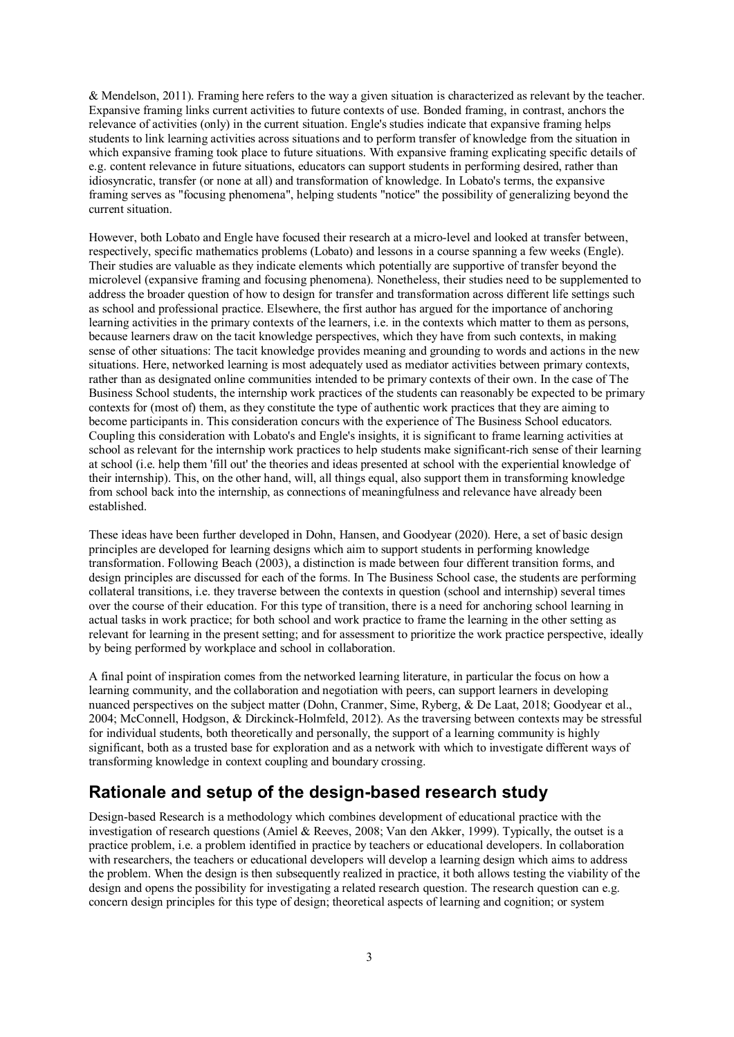& Mendelson, 2011). Framing here refers to the way a given situation is characterized as relevant by the teacher. Expansive framing links current activities to future contexts of use. Bonded framing, in contrast, anchors the relevance of activities (only) in the current situation. Engle's studies indicate that expansive framing helps students to link learning activities across situations and to perform transfer of knowledge from the situation in which expansive framing took place to future situations. With expansive framing explicating specific details of e.g. content relevance in future situations, educators can support students in performing desired, rather than idiosyncratic, transfer (or none at all) and transformation of knowledge. In Lobato's terms, the expansive framing serves as "focusing phenomena", helping students "notice" the possibility of generalizing beyond the current situation.

However, both Lobato and Engle have focused their research at a micro-level and looked at transfer between, respectively, specific mathematics problems (Lobato) and lessons in a course spanning a few weeks (Engle). Their studies are valuable as they indicate elements which potentially are supportive of transfer beyond the microlevel (expansive framing and focusing phenomena). Nonetheless, their studies need to be supplemented to address the broader question of how to design for transfer and transformation across different life settings such as school and professional practice. Elsewhere, the first author has argued for the importance of anchoring learning activities in the primary contexts of the learners, i.e. in the contexts which matter to them as persons, because learners draw on the tacit knowledge perspectives, which they have from such contexts, in making sense of other situations: The tacit knowledge provides meaning and grounding to words and actions in the new situations. Here, networked learning is most adequately used as mediator activities between primary contexts, rather than as designated online communities intended to be primary contexts of their own. In the case of The Business School students, the internship work practices of the students can reasonably be expected to be primary contexts for (most of) them, as they constitute the type of authentic work practices that they are aiming to become participants in. This consideration concurs with the experience of The Business School educators. Coupling this consideration with Lobato's and Engle's insights, it is significant to frame learning activities at school as relevant for the internship work practices to help students make significant-rich sense of their learning at school (i.e. help them 'fill out' the theories and ideas presented at school with the experiential knowledge of their internship). This, on the other hand, will, all things equal, also support them in transforming knowledge from school back into the internship, as connections of meaningfulness and relevance have already been established.

These ideas have been further developed in Dohn, Hansen, and Goodyear (2020). Here, a set of basic design principles are developed for learning designs which aim to support students in performing knowledge transformation. Following Beach (2003), a distinction is made between four different transition forms, and design principles are discussed for each of the forms. In The Business School case, the students are performing collateral transitions, i.e. they traverse between the contexts in question (school and internship) several times over the course of their education. For this type of transition, there is a need for anchoring school learning in actual tasks in work practice; for both school and work practice to frame the learning in the other setting as relevant for learning in the present setting; and for assessment to prioritize the work practice perspective, ideally by being performed by workplace and school in collaboration.

A final point of inspiration comes from the networked learning literature, in particular the focus on how a learning community, and the collaboration and negotiation with peers, can support learners in developing nuanced perspectives on the subject matter (Dohn, Cranmer, Sime, Ryberg, & De Laat, 2018; Goodyear et al., 2004; McConnell, Hodgson, & Dirckinck-Holmfeld, 2012). As the traversing between contexts may be stressful for individual students, both theoretically and personally, the support of a learning community is highly significant, both as a trusted base for exploration and as a network with which to investigate different ways of transforming knowledge in context coupling and boundary crossing.

## Rationale and setup of the design-based research study

Design-based Research is a methodology which combines development of educational practice with the investigation of research questions (Amiel & Reeves, 2008; Van den Akker, 1999). Typically, the outset is a practice problem, i.e. a problem identified in practice by teachers or educational developers. In collaboration with researchers, the teachers or educational developers will develop a learning design which aims to address the problem. When the design is then subsequently realized in practice, it both allows testing the viability of the design and opens the possibility for investigating a related research question. The research question can e.g. concern design principles for this type of design; theoretical aspects of learning and cognition; or system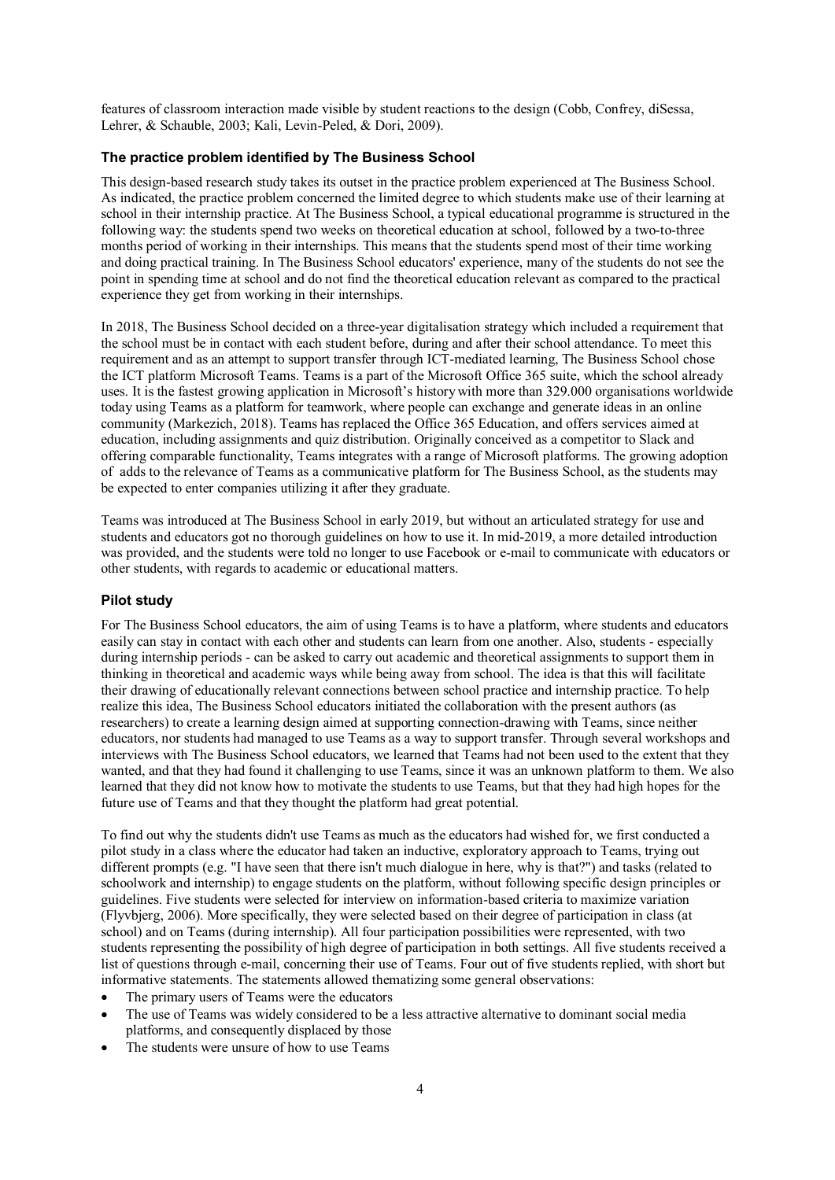features of classroom interaction made visible by student reactions to the design (Cobb, Confrey, diSessa, Lehrer, & Schauble, 2003; Kali, Levin-Peled, & Dori, 2009).

### The practice problem identified by The Business School

This design-based research study takes its outset in the practice problem experienced at The Business School. As indicated, the practice problem concerned the limited degree to which students make use of their learning at school in their internship practice. At The Business School, a typical educational programme is structured in the following way: the students spend two weeks on theoretical education at school, followed by a two-to-three months period of working in their internships. This means that the students spend most of their time working and doing practical training. In The Business School educators' experience, many of the students do not see the point in spending time at school and do not find the theoretical education relevant as compared to the practical experience they get from working in their internships.

In 2018, The Business School decided on a three-year digitalisation strategy which included a requirement that the school must be in contact with each student before, during and after their school attendance. To meet this requirement and as an attempt to support transfer through ICT-mediated learning, The Business School chose the ICT platform Microsoft Teams. Teams is a part of the Microsoft Office 365 suite, which the school already uses. It is the fastest growing application in Microsoft's history with more than 329.000 organisations worldwide today using Teams as a platform for teamwork, where people can exchange and generate ideas in an online community (Markezich, 2018). Teams has replaced the Office 365 Education, and offers services aimed at education, including assignments and quiz distribution. Originally conceived as a competitor to Slack and offering comparable functionality, Teams integrates with a range of Microsoft platforms. The growing adoption of adds to the relevance of Teams as a communicative platform for The Business School, as the students may be expected to enter companies utilizing it after they graduate.

Teams was introduced at The Business School in early 2019, but without an articulated strategy for use and students and educators got no thorough guidelines on how to use it. In mid-2019, a more detailed introduction was provided, and the students were told no longer to use Facebook or e-mail to communicate with educators or other students, with regards to academic or educational matters.

### Pilot study

For The Business School educators, the aim of using Teams is to have a platform, where students and educators easily can stay in contact with each other and students can learn from one another. Also, students - especially during internship periods - can be asked to carry out academic and theoretical assignments to support them in thinking in theoretical and academic ways while being away from school. The idea is that this will facilitate their drawing of educationally relevant connections between school practice and internship practice. To help realize this idea, The Business School educators initiated the collaboration with the present authors (as researchers) to create a learning design aimed at supporting connection-drawing with Teams, since neither educators, nor students had managed to use Teams as a way to support transfer. Through several workshops and interviews with The Business School educators, we learned that Teams had not been used to the extent that they wanted, and that they had found it challenging to use Teams, since it was an unknown platform to them. We also learned that they did not know how to motivate the students to use Teams, but that they had high hopes for the future use of Teams and that they thought the platform had great potential.

To find out why the students didn't use Teams as much as the educators had wished for, we first conducted a pilot study in a class where the educator had taken an inductive, exploratory approach to Teams, trying out different prompts (e.g. "I have seen that there isn't much dialogue in here, why is that?") and tasks (related to schoolwork and internship) to engage students on the platform, without following specific design principles or guidelines. Five students were selected for interview on information-based criteria to maximize variation (Flyvbjerg, 2006). More specifically, they were selected based on their degree of participation in class (at school) and on Teams (during internship). All four participation possibilities were represented, with two students representing the possibility of high degree of participation in both settings. All five students received a list of questions through e-mail, concerning their use of Teams. Four out of five students replied, with short but informative statements. The statements allowed thematizing some general observations:

- The primary users of Teams were the educators
- The use of Teams was widely considered to be a less attractive alternative to dominant social media platforms, and consequently displaced by those
- The students were unsure of how to use Teams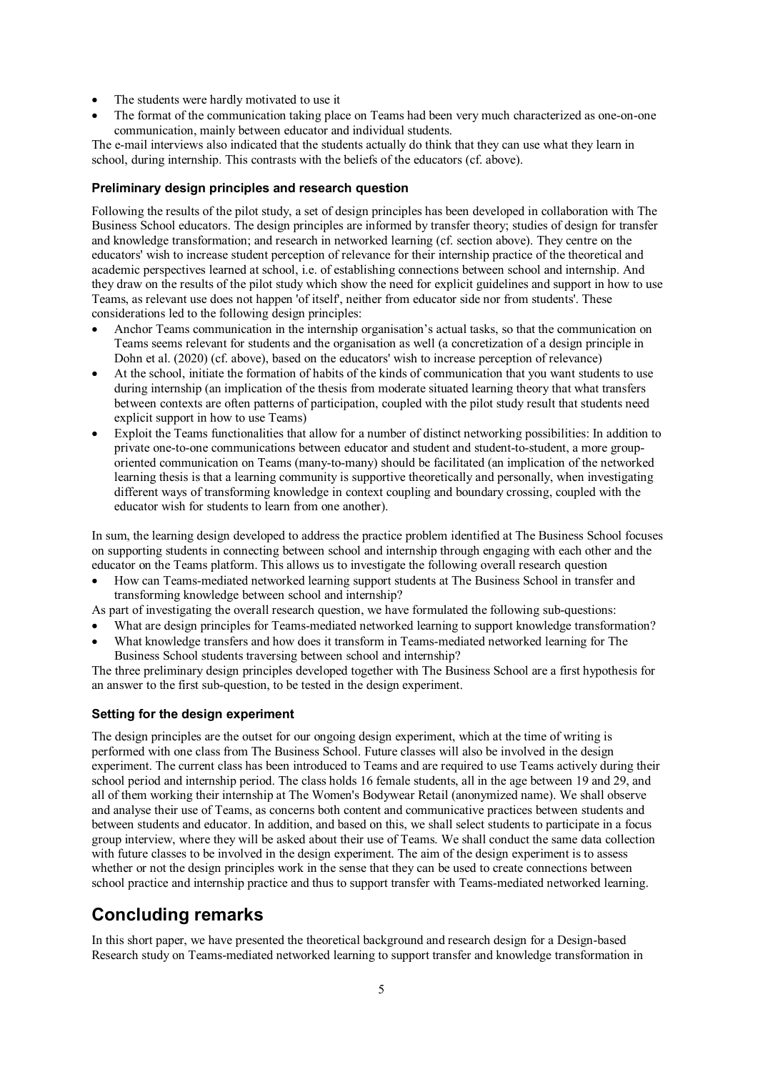- The students were hardly motivated to use it
- The format of the communication taking place on Teams had been very much characterized as one-on-one communication, mainly between educator and individual students.

The e-mail interviews also indicated that the students actually do think that they can use what they learn in school, during internship. This contrasts with the beliefs of the educators (cf. above).

### Preliminary design principles and research question

Following the results of the pilot study, a set of design principles has been developed in collaboration with The Business School educators. The design principles are informed by transfer theory; studies of design for transfer and knowledge transformation; and research in networked learning (cf. section above). They centre on the educators' wish to increase student perception of relevance for their internship practice of the theoretical and academic perspectives learned at school, i.e. of establishing connections between school and internship. And they draw on the results of the pilot study which show the need for explicit guidelines and support in how to use Teams, as relevant use does not happen 'of itself', neither from educator side nor from students'. These considerations led to the following design principles:

- Anchor Teams communication in the internship organisation's actual tasks, so that the communication on Teams seems relevant for students and the organisation as well (a concretization of a design principle in Dohn et al. (2020) (cf. above), based on the educators' wish to increase perception of relevance)
- At the school, initiate the formation of habits of the kinds of communication that you want students to use during internship (an implication of the thesis from moderate situated learning theory that what transfers between contexts are often patterns of participation, coupled with the pilot study result that students need explicit support in how to use Teams)
- Exploit the Teams functionalities that allow for a number of distinct networking possibilities: In addition to private one-to-one communications between educator and student and student-to-student, a more group-oriented communication on Teams (many-to-many) should be facilitated (an implication of the networked learning thesis is that a learning community is supportive theoretically and personally, when investigating different ways of transforming knowledge in context coupling and boundary crossing, coupled with the educator wish for students to learn from one another).

In sum, the learning design developed to address the practice problem identified at The Business School focuses on supporting students in connecting between school and internship through engaging with each other and the educator on the Teams platform. This allows us to investigate the following overall research question

- How can Teams-mediated networked learning support students at The Business School in transfer and transforming knowledge between school and internship?

As part of investigating the overall research question, we have formulated the following sub-questions:

- What are design principles for Teams-mediated networked learning to support knowledge transformation?
- What knowledge transfers and how does it transform in Teams-mediated networked learning for The Business School students traversing between school and internship?

The three preliminary design principles developed together with The Business School are a first hypothesis for an answer to the first sub-question, to be tested in the design experiment.

### Setting for the design experiment

The design principles are the outset for our ongoing design experiment, which at the time of writing is performed with one class from The Business School. Future classes will also be involved in the design experiment. The current class has been introduced to Teams and are required to use Teams actively during their school period and internship period. The class holds 16 female students, all in the age between 19 and 29, and all of them working their internship at The Women's Bodywear Retail (anonymized name). We shall observe and analyse their use of Teams, as concerns both content and communicative practices between students and between students and educator. In addition, and based on this, we shall select students to participate in a focus group interview, where they will be asked about their use of Teams. We shall conduct the same data collection with future classes to be involved in the design experiment. The aim of the design experiment is to assess whether or not the design principles work in the sense that they can be used to create connections between school practice and internship practice and thus to support transfer with Teams-mediated networked learning.

## Concluding remarks

In this short paper, we have presented the theoretical background and research design for a Design-based Research study on Teams-mediated networked learning to support transfer and knowledge transformation in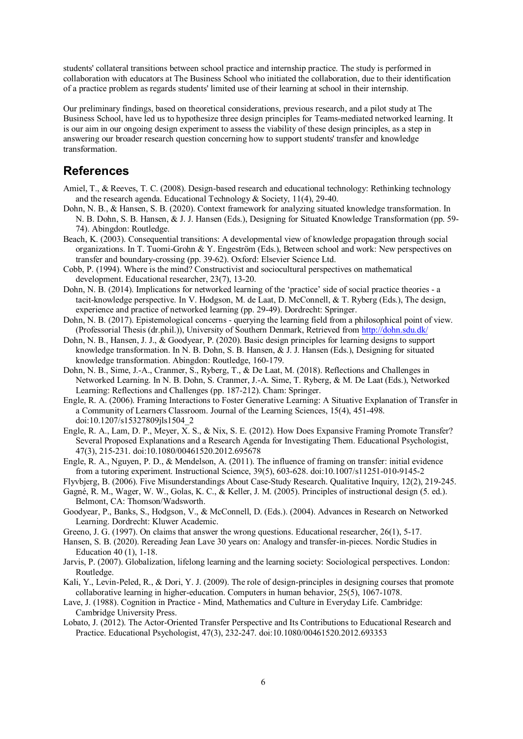students' collateral transitions between school practice and internship practice. The study is performed in collaboration with educators at The Business School who initiated the collaboration, due to their identification of a practice problem as regards students' limited use of their learning at school in their internship.

Our preliminary findings, based on theoretical considerations, previous research, and a pilot study at The Business School, have led us to hypothesize three design principles for Teams-mediated networked learning. It is our aim in our ongoing design experiment to assess the viability of these design principles, as a step in answering our broader research question concerning how to support students' transfer and knowledge transformation.

## References

Amiel, T., & Reeves, T. C. (2008). Design-based research and educational technology: Rethinking technology and the research agenda. Educational Technology & Society, 11(4), 29-40.

Dohn, N. B., & Hansen, S. B. (2020). Context framework for analyzing situated knowledge transformation. In N. B. Dohn, S. B. Hansen, & J. J. Hansen (Eds.), Designing for Situated Knowledge Transformation (pp. 59-74). Abingdon: Routledge.

Beach, K. (2003). Consequential transitions: A developmental view of knowledge propagation through social organizations. In T. Tuomi-Grohn & Y. Engeström (Eds.), Between school and work: New perspectives on transfer and boundary-crossing (pp. 39-62). Oxford: Elsevier Science Ltd.

Cobb, P. (1994). Where is the mind? Constructivist and sociocultural perspectives on mathematical development. Educational researcher, 23(7), 13-20.

Dohn, N. B. (2014). Implications for networked learning of the 'practice' side of social practice theories - a tacit-knowledge perspective. In V. Hodgson, M. de Laat, D. McConnell, & T. Ryberg (Eds.), The design, experience and practice of networked learning (pp. 29-49). Dordrecht: Springer.

Dohn, N. B. (2017). Epistemological concerns - querying the learning field from a philosophical point of view. (Professorial Thesis (dr.phil.)), University of Southern Denmark, Retrieved from http://dohn.sdu.dk/

Dohn, N. B., Hansen, J. J., & Goodyear, P. (2020). Basic design principles for learning designs to support knowledge transformation. In N. B. Dohn, S. B. Hansen, & J. J. Hansen (Eds.), Designing for situated knowledge transformation. Abingdon: Routledge, 160-179.

Dohn, N. B., Sime, J.-A., Cranmer, S., Ryberg, T., & De Laat, M. (2018). Reflections and Challenges in Networked Learning. In N. B. Dohn, S. Cranmer, J.-A. Sime, T. Ryberg, & M. De Laat (Eds.), Networked Learning: Reflections and Challenges (pp. 187-212). Cham: Springer.

Engle, R. A. (2006). Framing Interactions to Foster Generative Learning: A Situative Explanation of Transfer in a Community of Learners Classroom. Journal of the Learning Sciences, 15(4), 451-498. doi:10.1207/s15327809jls1504_2

Engle, R. A., Lam, D. P., Meyer, X. S., & Nix, S. E. (2012). How Does Expansive Framing Promote Transfer? Several Proposed Explanations and a Research Agenda for Investigating Them. Educational Psychologist, 47(3), 215-231. doi:10.1080/00461520.2012.695678

Engle, R. A., Nguyen, P. D., & Mendelson, A. (2011). The influence of framing on transfer: initial evidence from a tutoring experiment. Instructional Science, 39(5), 603-628. doi:10.1007/s11251-010-9145-2

Flyvbjerg, B. (2006). Five Misunderstandings About Case-Study Research. Qualitative Inquiry, 12(2), 219-245.

Gagné, R. M., Wager, W. W., Golas, K. C., & Keller, J. M. (2005). Principles of instructional design (5. ed.). Belmont, CA: Thomson/Wadsworth.

Goodyear, P., Banks, S., Hodgson, V., & McConnell, D. (Eds.). (2004). Advances in Research on Networked Learning. Dordrecht: Kluwer Academic.

Greeno, J. G. (1997). On claims that answer the wrong questions. Educational researcher, 26(1), 5-17.

Hansen, S. B. (2020). Rereading Jean Lave 30 years on: Analogy and transfer-in-pieces. Nordic Studies in Education 40 (1), 1-18.

Jarvis, P. (2007). Globalization, lifelong learning and the learning society: Sociological perspectives. London: Routledge.

Kali, Y., Levin-Peled, R., & Dori, Y. J. (2009). The role of design-principles in designing courses that promote collaborative learning in higher-education. Computers in human behavior, 25(5), 1067-1078.

Lave, J. (1988). Cognition in Practice - Mind, Mathematics and Culture in Everyday Life. Cambridge: Cambridge University Press.

Lobato, J. (2012). The Actor-Oriented Transfer Perspective and Its Contributions to Educational Research and Practice. Educational Psychologist, 47(3), 232-247. doi:10.1080/00461520.2012.693353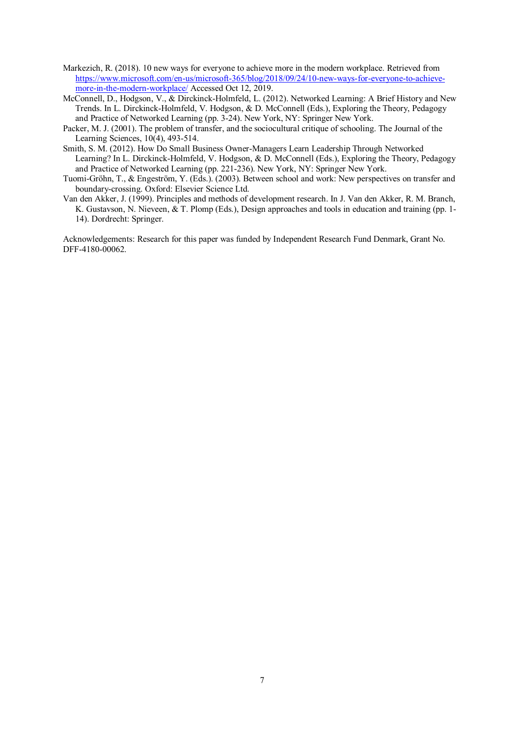Markezich, R. (2018). 10 new ways for everyone to achieve more in the modern workplace. Retrieved from https://www.microsoft.com/en-us/microsoft-365/blog/2018/09/24/10-new-ways-for-everyone-to-achieve-more-in-the-modern-workplace/ Accessed Oct 12, 2019.

McConnell, D., Hodgson, V., & Dirckinck-Holmfeld, L. (2012). Networked Learning: A Brief History and New Trends. In L. Dirckinck-Holmfeld, V. Hodgson, & D. McConnell (Eds.), Exploring the Theory, Pedagogy and Practice of Networked Learning (pp. 3-24). New York, NY: Springer New York.

Packer, M. J. (2001). The problem of transfer, and the sociocultural critique of schooling. The Journal of the Learning Sciences, 10(4), 493-514.

Smith, S. M. (2012). How Do Small Business Owner-Managers Learn Leadership Through Networked Learning? In L. Dirckinck-Holmfeld, V. Hodgson, & D. McConnell (Eds.), Exploring the Theory, Pedagogy and Practice of Networked Learning (pp. 221-236). New York, NY: Springer New York.

Tuomi-Gröhn, T., & Engeström, Y. (Eds.). (2003). Between school and work: New perspectives on transfer and boundary-crossing. Oxford: Elsevier Science Ltd.

Van den Akker, J. (1999). Principles and methods of development research. In J. Van den Akker, R. M. Branch, K. Gustavson, N. Nieveen, & T. Plomp (Eds.), Design approaches and tools in education and training (pp. 1-14). Dordrecht: Springer.

Acknowledgements: Research for this paper was funded by Independent Research Fund Denmark, Grant No. DFF-4180-00062.